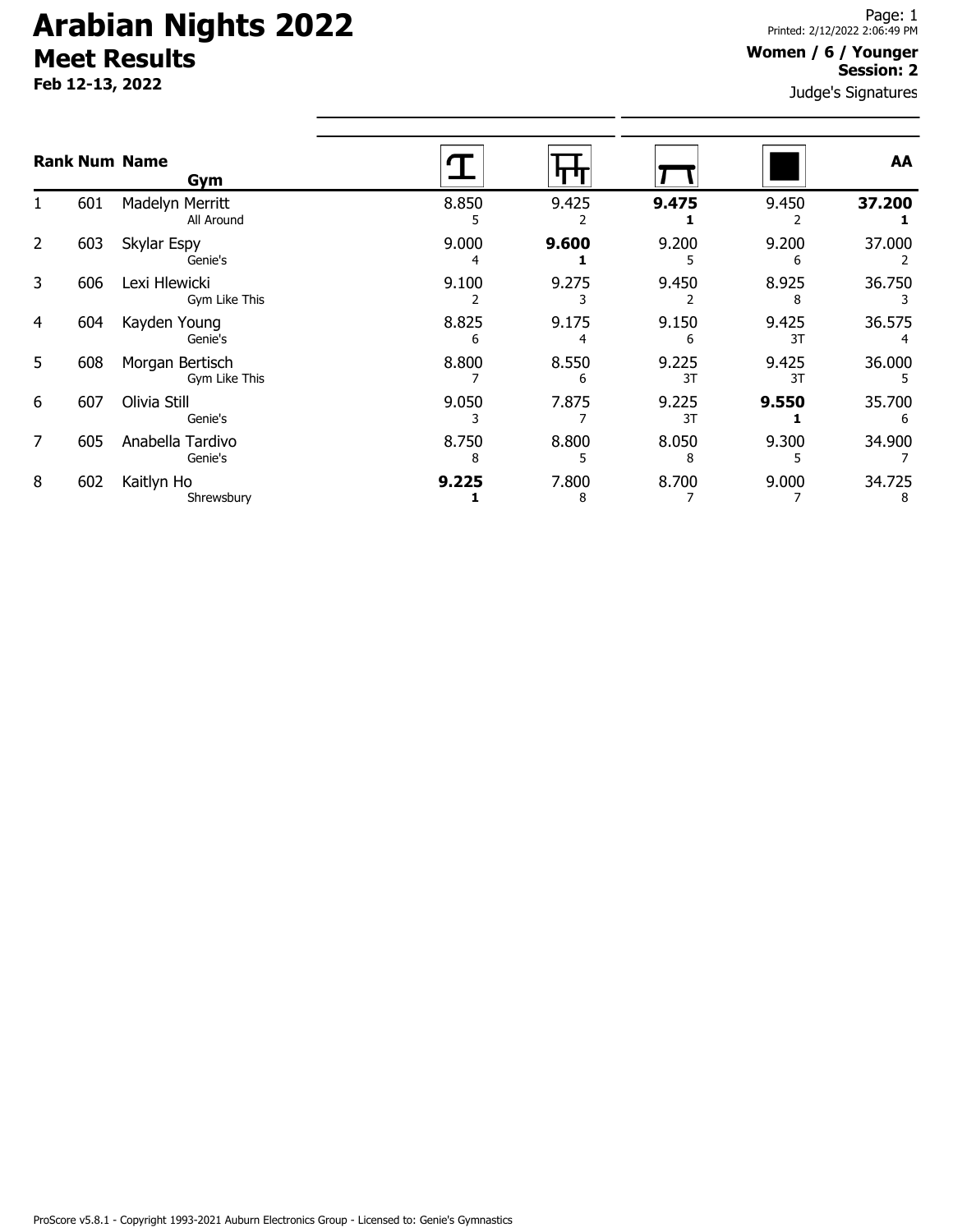# Arabian Nights 2022

## Meet Results

**Feb 12-13, 2022**

Printed: 2/12/2022 2:06:49 PM

**Women / 6 / Younger**
**Session: 2**

Judge's Signatures

| Rank | Num | Name / Gym | Vault | Bars | Beam | Floor | AA |
|---|---|---|---|---|---|---|---|
| 1 | 601 | Madelyn Merritt<br>All Around | 8.850<br>5 | 9.425<br>2 | **9.475**<br>**1** | 9.450<br>2 | **37.200**<br>**1** |
| 2 | 603 | Skylar Espy<br>Genie's | 9.000<br>4 | **9.600**<br>**1** | 9.200<br>5 | 9.200<br>6 | 37.000<br>2 |
| 3 | 606 | Lexi Hlewicki<br>Gym Like This | 9.100<br>2 | 9.275<br>3 | 9.450<br>2 | 8.925<br>8 | 36.750<br>3 |
| 4 | 604 | Kayden Young<br>Genie's | 8.825<br>6 | 9.175<br>4 | 9.150<br>6 | 9.425<br>3T | 36.575<br>4 |
| 5 | 608 | Morgan Bertisch<br>Gym Like This | 8.800<br>7 | 8.550<br>6 | 9.225<br>3T | 9.425<br>3T | 36.000<br>5 |
| 6 | 607 | Olivia Still<br>Genie's | 9.050<br>3 | 7.875<br>7 | 9.225<br>3T | **9.550**<br>**1** | 35.700<br>6 |
| 7 | 605 | Anabella Tardivo<br>Genie's | 8.750<br>8 | 8.800<br>5 | 8.050<br>8 | 9.300<br>5 | 34.900<br>7 |
| 8 | 602 | Kaitlyn Ho<br>Shrewsbury | **9.225**<br>**1** | 7.800<br>8 | 8.700<br>7 | 9.000<br>7 | 34.725<br>8 |

ProScore v5.8.1 - Copyright 1993-2021 Auburn Electronics Group - Licensed to: Genie's Gymnastics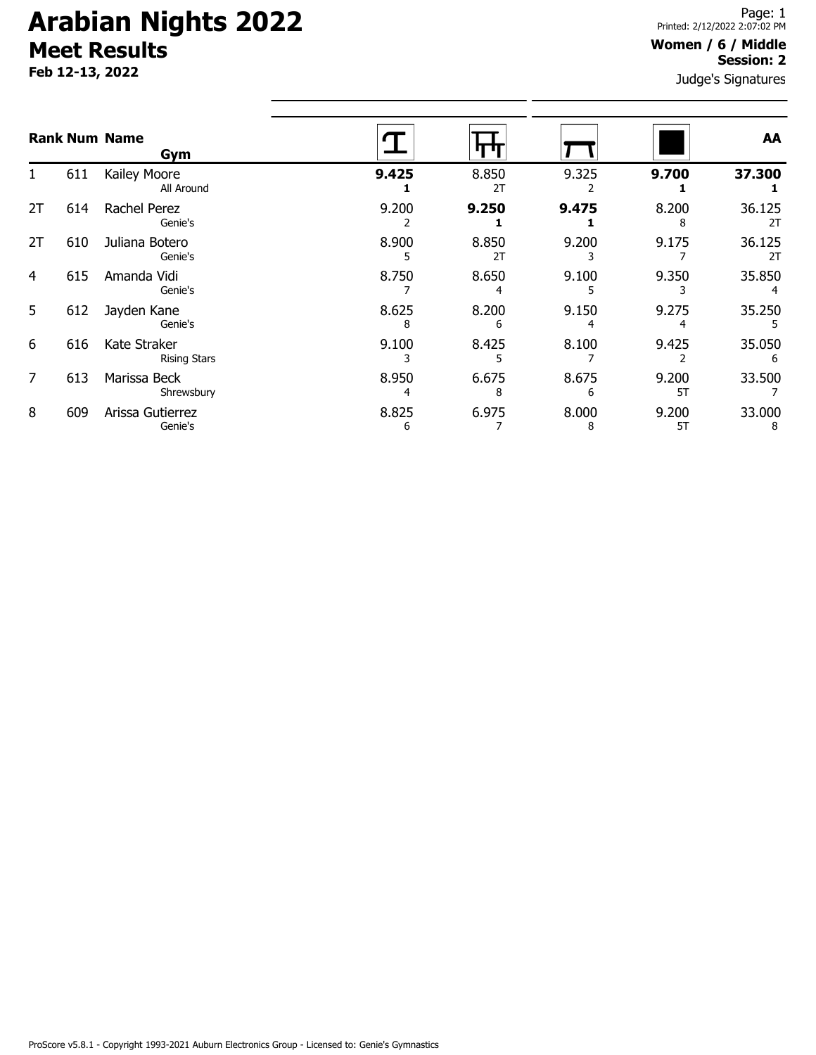# Arabian Nights 2022

## Meet Results

**Feb 12-13, 2022**

Printed: 2/12/2022 2:07:02 PM

**Women / 6 / Middle**
**Session: 2**

Judge's Signatures

| Rank | Num | Name / Gym | Vault | Bars | Beam | Floor | AA |
|---|---|---|---|---|---|---|---|
| 1 | 611 | Kailey Moore<br>All Around | **9.425**<br>**1** | 8.850<br>2T | 9.325<br>2 | **9.700**<br>**1** | **37.300**<br>**1** |
| 2T | 614 | Rachel Perez<br>Genie's | 9.200<br>2 | **9.250**<br>**1** | **9.475**<br>**1** | 8.200<br>8 | 36.125<br>2T |
| 2T | 610 | Juliana Botero<br>Genie's | 8.900<br>5 | 8.850<br>2T | 9.200<br>3 | 9.175<br>7 | 36.125<br>2T |
| 4 | 615 | Amanda Vidi<br>Genie's | 8.750<br>7 | 8.650<br>4 | 9.100<br>5 | 9.350<br>3 | 35.850<br>4 |
| 5 | 612 | Jayden Kane<br>Genie's | 8.625<br>8 | 8.200<br>6 | 9.150<br>4 | 9.275<br>4 | 35.250<br>5 |
| 6 | 616 | Kate Straker<br>Rising Stars | 9.100<br>3 | 8.425<br>5 | 8.100<br>7 | 9.425<br>2 | 35.050<br>6 |
| 7 | 613 | Marissa Beck<br>Shrewsbury | 8.950<br>4 | 6.675<br>8 | 8.675<br>6 | 9.200<br>5T | 33.500<br>7 |
| 8 | 609 | Arissa Gutierrez<br>Genie's | 8.825<br>6 | 6.975<br>7 | 8.000<br>8 | 9.200<br>5T | 33.000<br>8 |

ProScore v5.8.1 - Copyright 1993-2021 Auburn Electronics Group - Licensed to: Genie's Gymnastics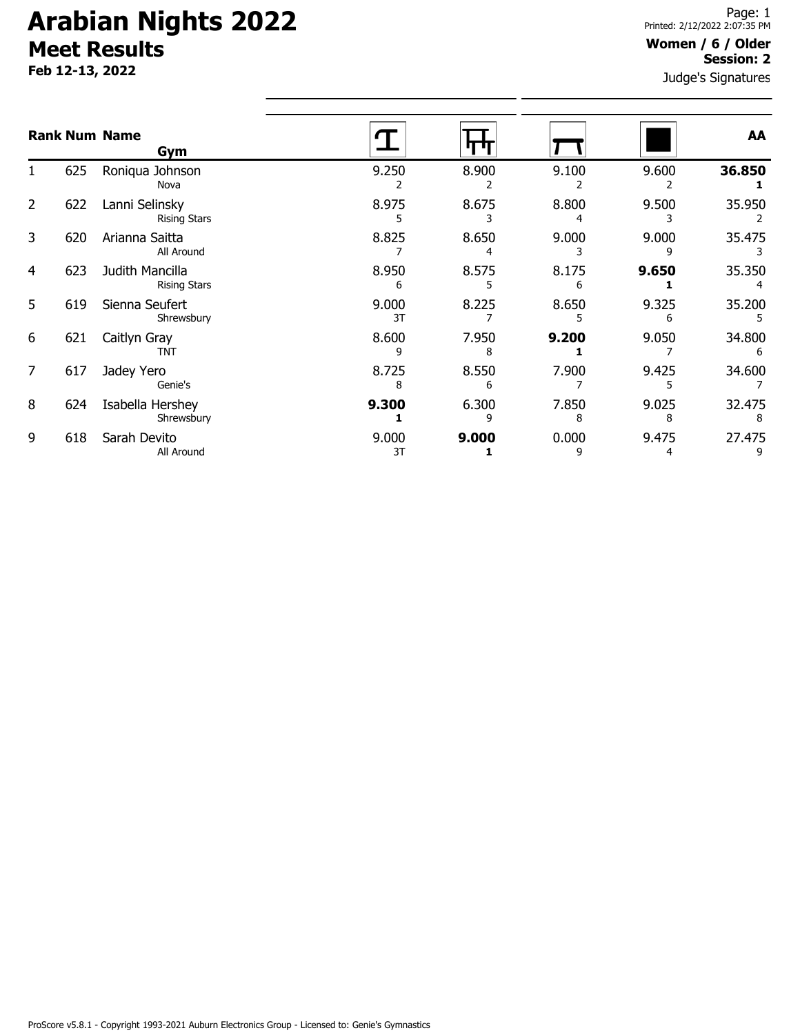# Arabian Nights 2022

## Meet Results

**Feb 12-13, 2022**

**Women / 6 / Older**
**Session: 2**

Judge's Signatures

| Rank | Num | Name / Gym | Vault | Bars | Beam | Floor | AA |
|---|---|---|---|---|---|---|---|
| 1 | 625 | Roniqua Johnson<br>Nova | 9.250<br>2 | 8.900<br>2 | 9.100<br>2 | 9.600<br>2 | **36.850**<br>**1** |
| 2 | 622 | Lanni Selinsky<br>Rising Stars | 8.975<br>5 | 8.675<br>3 | 8.800<br>4 | 9.500<br>3 | 35.950<br>2 |
| 3 | 620 | Arianna Saitta<br>All Around | 8.825<br>7 | 8.650<br>4 | 9.000<br>3 | 9.000<br>9 | 35.475<br>3 |
| 4 | 623 | Judith Mancilla<br>Rising Stars | 8.950<br>6 | 8.575<br>5 | 8.175<br>6 | **9.650**<br>**1** | 35.350<br>4 |
| 5 | 619 | Sienna Seufert<br>Shrewsbury | 9.000<br>3T | 8.225<br>7 | 8.650<br>5 | 9.325<br>6 | 35.200<br>5 |
| 6 | 621 | Caitlyn Gray<br>TNT | 8.600<br>9 | 7.950<br>8 | **9.200**<br>**1** | 9.050<br>7 | 34.800<br>6 |
| 7 | 617 | Jadey Yero<br>Genie's | 8.725<br>8 | 8.550<br>6 | 7.900<br>7 | 9.425<br>5 | 34.600<br>7 |
| 8 | 624 | Isabella Hershey<br>Shrewsbury | **9.300**<br>**1** | 6.300<br>9 | 7.850<br>8 | 9.025<br>8 | 32.475<br>8 |
| 9 | 618 | Sarah Devito<br>All Around | 9.000<br>3T | **9.000**<br>**1** | 0.000<br>9 | 9.475<br>4 | 27.475<br>9 |

ProScore v5.8.1 - Copyright 1993-2021 Auburn Electronics Group - Licensed to: Genie's Gymnastics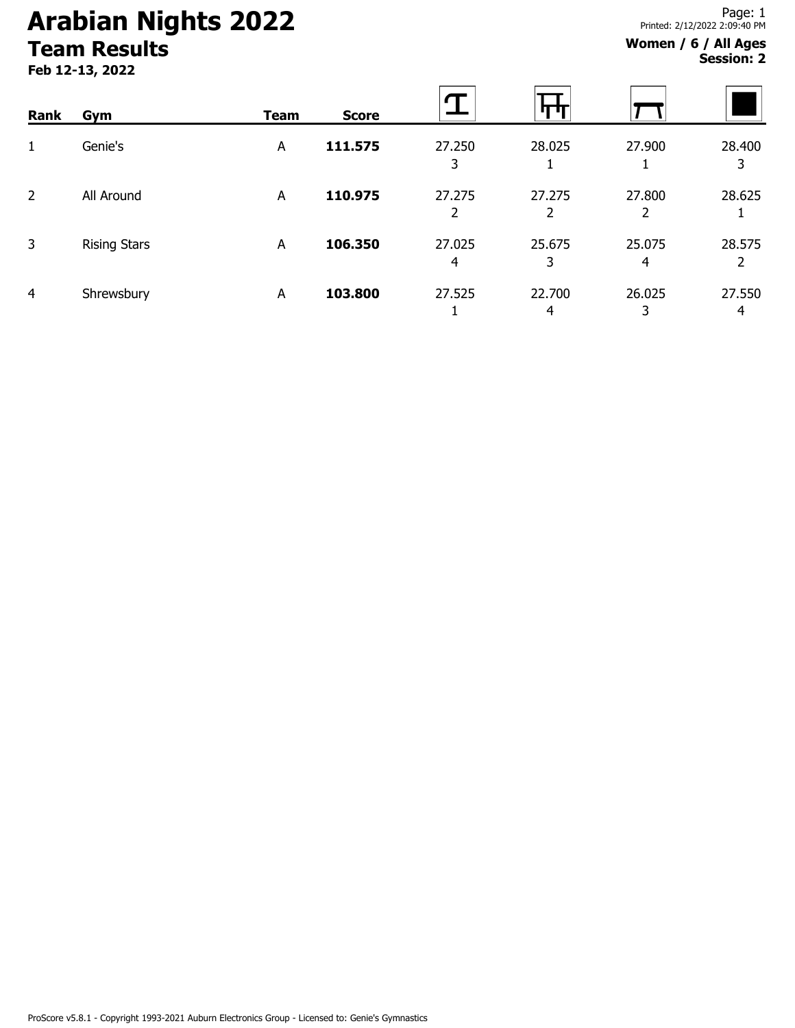# Arabian Nights 2022

## Team Results

**Feb 12-13, 2022**

Printed: 2/12/2022 2:09:40 PM

**Women / 6 / All Ages**
**Session: 2**

| Rank | Gym | Team | Score | Vault | Bars | Beam | Floor |
|---|---|---|---|---|---|---|---|
| 1 | Genie's | A | **111.575** | 27.250<br>3 | 28.025<br>1 | 27.900<br>1 | 28.400<br>3 |
| 2 | All Around | A | **110.975** | 27.275<br>2 | 27.275<br>2 | 27.800<br>2 | 28.625<br>1 |
| 3 | Rising Stars | A | **106.350** | 27.025<br>4 | 25.675<br>3 | 25.075<br>4 | 28.575<br>2 |
| 4 | Shrewsbury | A | **103.800** | 27.525<br>1 | 22.700<br>4 | 26.025<br>3 | 27.550<br>4 |

ProScore v5.8.1 - Copyright 1993-2021 Auburn Electronics Group - Licensed to: Genie's Gymnastics